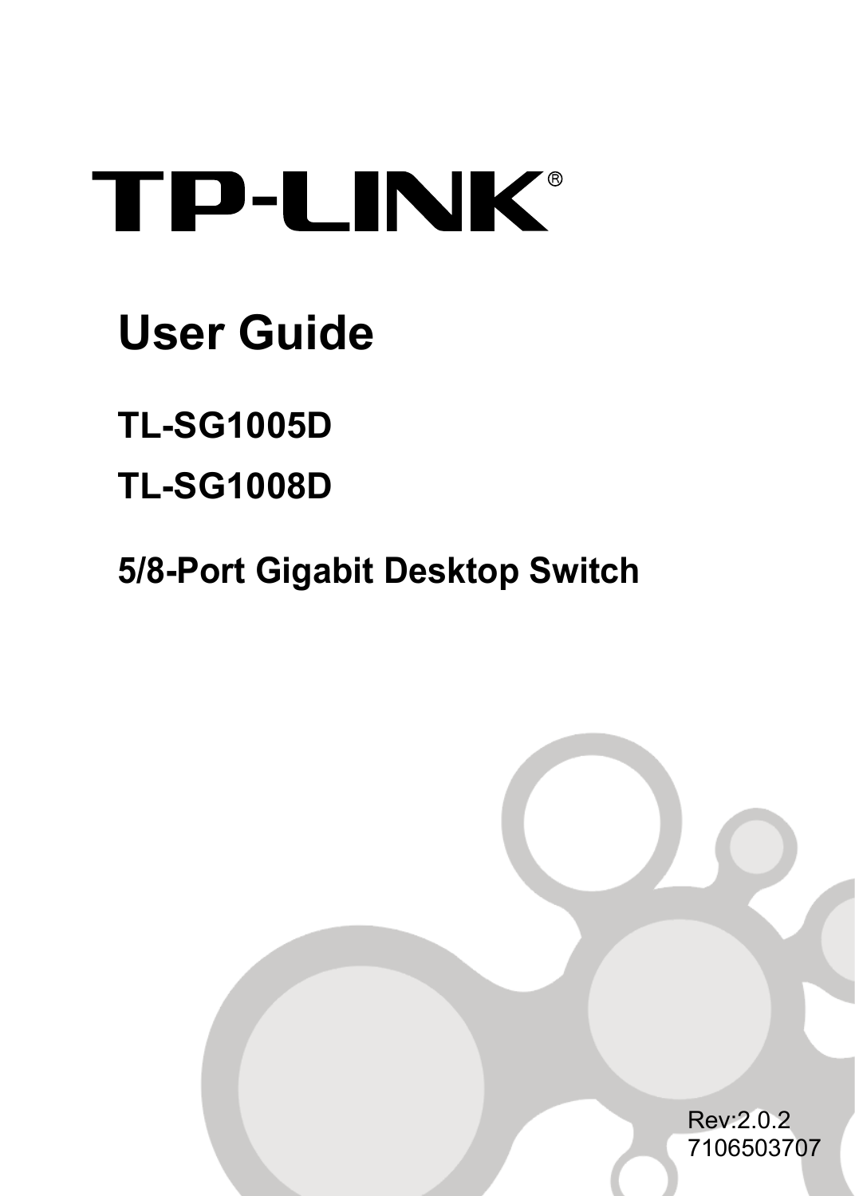TP-LINK®

# User Guide

## TL-SG1005D

## TL-SG1008D

## 5/8-Port Gigabit Desktop Switch

Rev:2.0.2
7106503707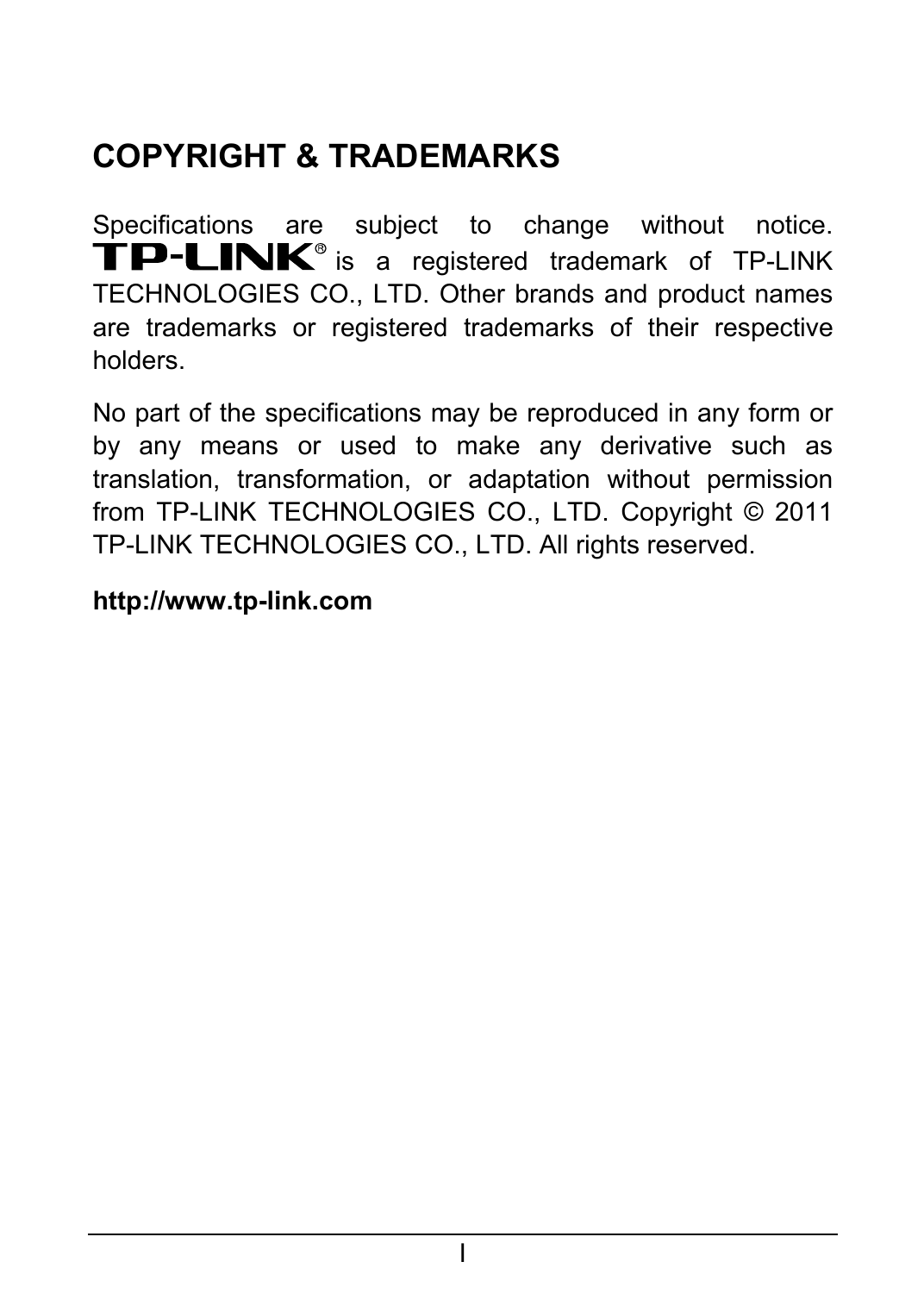# COPYRIGHT & TRADEMARKS

Specifications are subject to change without notice. TP-LINK® is a registered trademark of TP-LINK TECHNOLOGIES CO., LTD. Other brands and product names are trademarks or registered trademarks of their respective holders.

No part of the specifications may be reproduced in any form or by any means or used to make any derivative such as translation, transformation, or adaptation without permission from TP-LINK TECHNOLOGIES CO., LTD. Copyright © 2011 TP-LINK TECHNOLOGIES CO., LTD. All rights reserved.

**http://www.tp-link.com**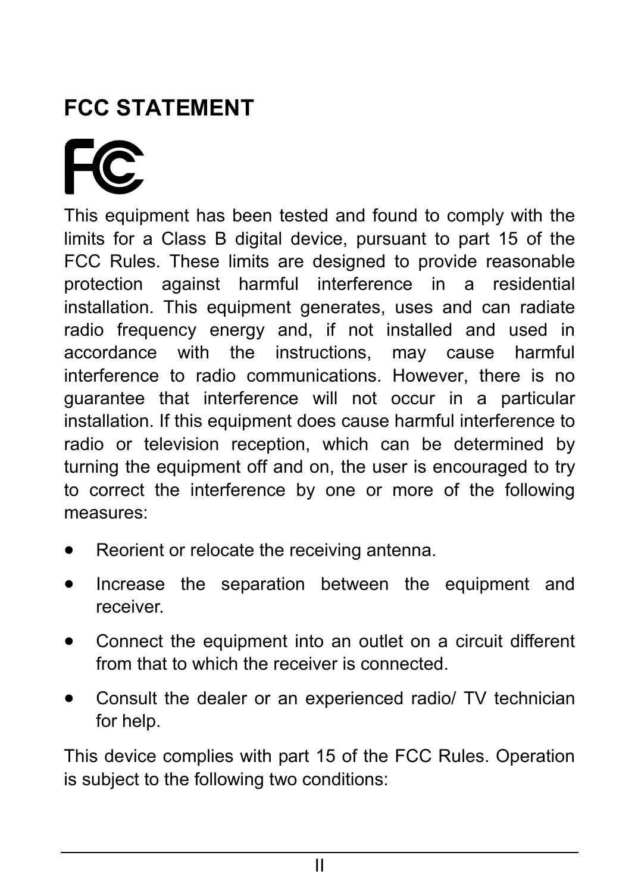# FCC STATEMENT

This equipment has been tested and found to comply with the limits for a Class B digital device, pursuant to part 15 of the FCC Rules. These limits are designed to provide reasonable protection against harmful interference in a residential installation. This equipment generates, uses and can radiate radio frequency energy and, if not installed and used in accordance with the instructions, may cause harmful interference to radio communications. However, there is no guarantee that interference will not occur in a particular installation. If this equipment does cause harmful interference to radio or television reception, which can be determined by turning the equipment off and on, the user is encouraged to try to correct the interference by one or more of the following measures:

- Reorient or relocate the receiving antenna.
- Increase the separation between the equipment and receiver.
- Connect the equipment into an outlet on a circuit different from that to which the receiver is connected.
- Consult the dealer or an experienced radio/ TV technician for help.

This device complies with part 15 of the FCC Rules. Operation is subject to the following two conditions: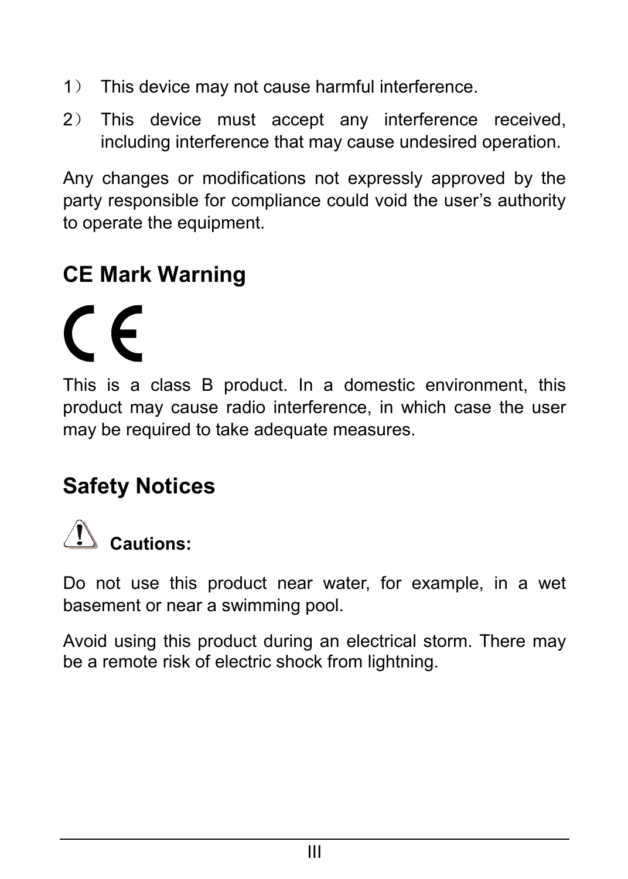1） This device may not cause harmful interference.

2） This device must accept any interference received, including interference that may cause undesired operation.

Any changes or modifications not expressly approved by the party responsible for compliance could void the user's authority to operate the equipment.

## CE Mark Warning

CE

This is a class B product. In a domestic environment, this product may cause radio interference, in which case the user may be required to take adequate measures.

## Safety Notices

**Cautions:**

Do not use this product near water, for example, in a wet basement or near a swimming pool.

Avoid using this product during an electrical storm. There may be a remote risk of electric shock from lightning.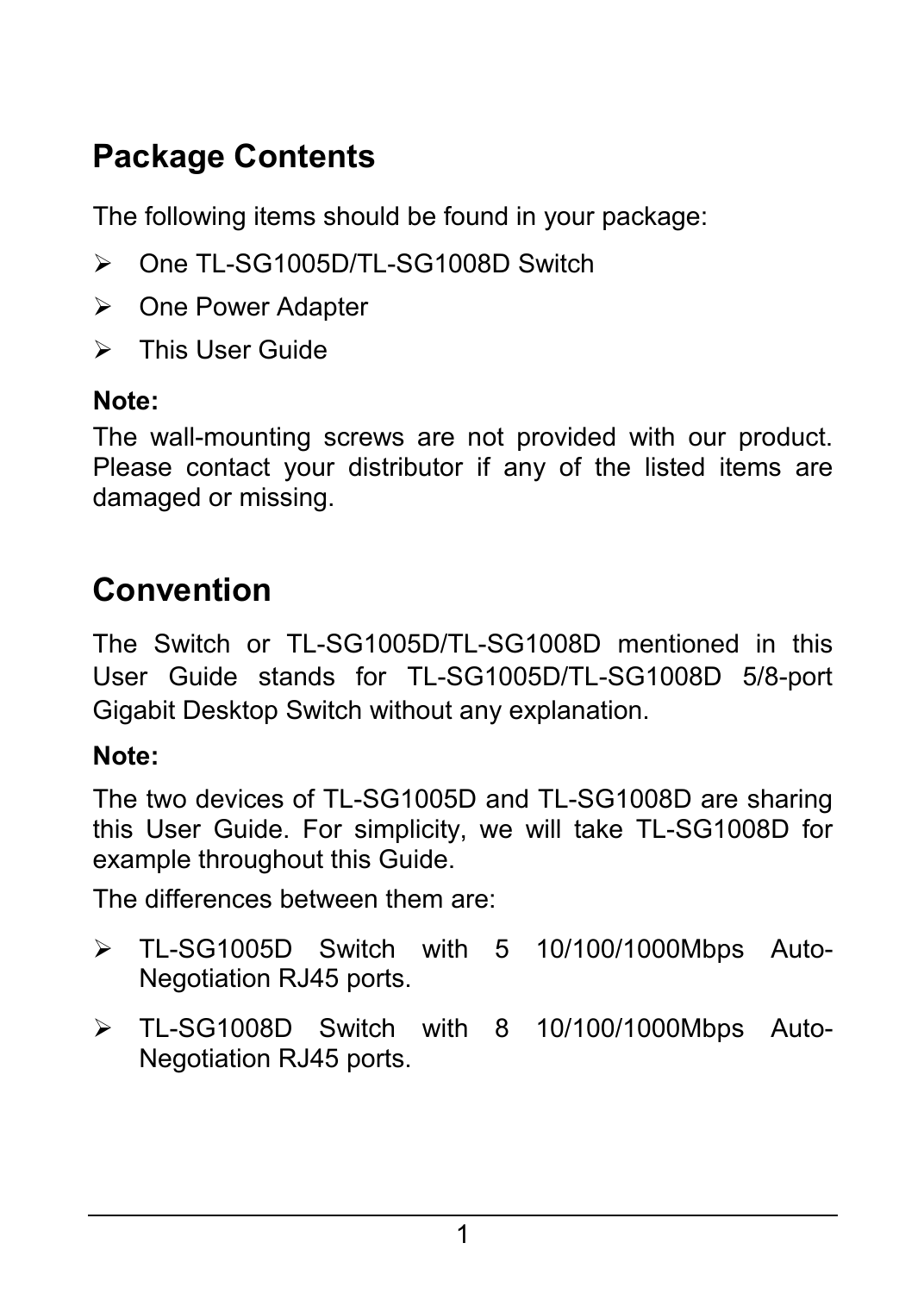## Package Contents

The following items should be found in your package:

- One TL-SG1005D/TL-SG1008D Switch
- One Power Adapter
- This User Guide

**Note:**

The wall-mounting screws are not provided with our product. Please contact your distributor if any of the listed items are damaged or missing.

## Convention

The Switch or TL-SG1005D/TL-SG1008D mentioned in this User Guide stands for TL-SG1005D/TL-SG1008D 5/8-port Gigabit Desktop Switch without any explanation.

**Note:**

The two devices of TL-SG1005D and TL-SG1008D are sharing this User Guide. For simplicity, we will take TL-SG1008D for example throughout this Guide.

The differences between them are:

- TL-SG1005D Switch with 5 10/100/1000Mbps Auto-Negotiation RJ45 ports.
- TL-SG1008D Switch with 8 10/100/1000Mbps Auto-Negotiation RJ45 ports.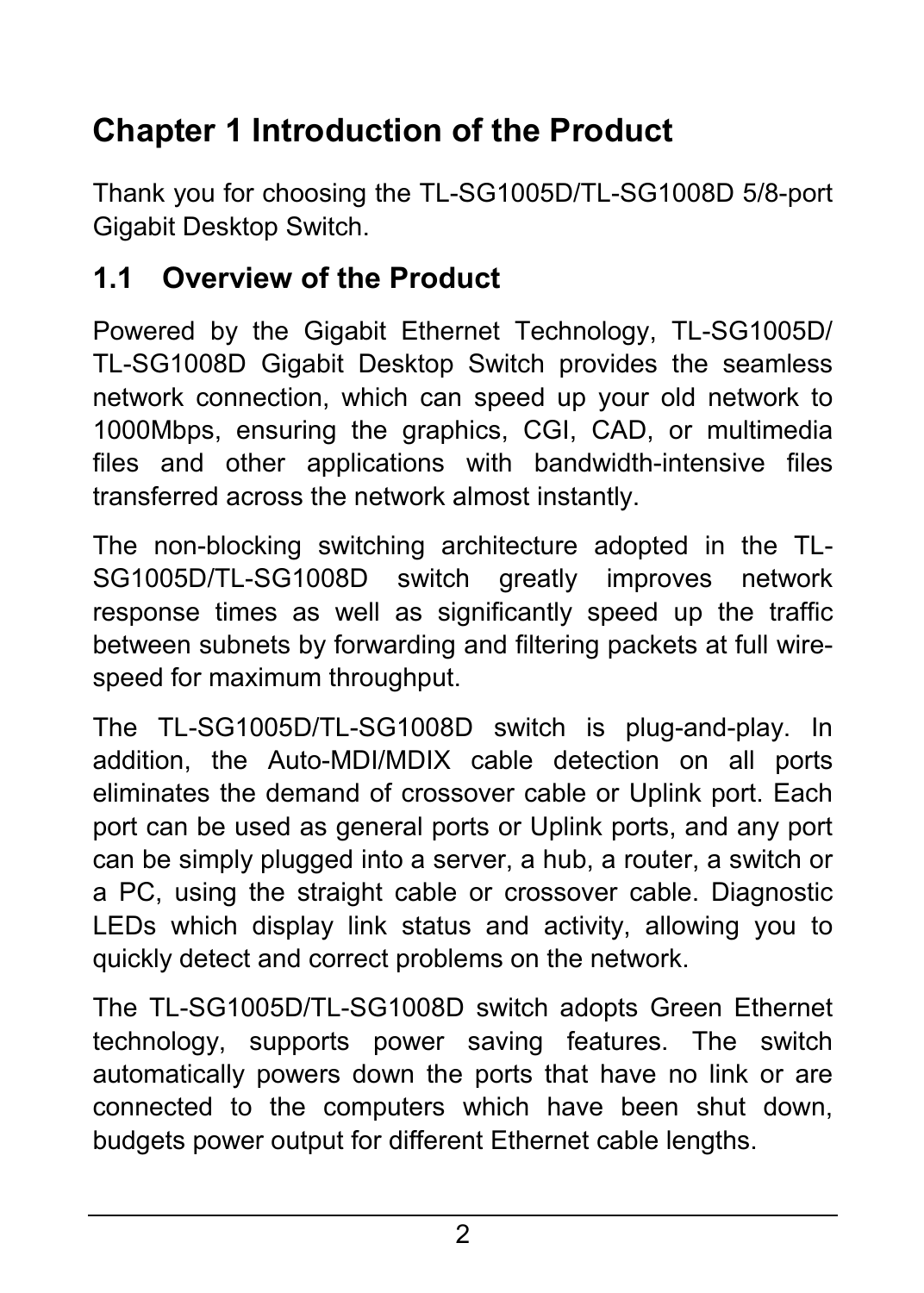# Chapter 1 Introduction of the Product

Thank you for choosing the TL-SG1005D/TL-SG1008D 5/8-port Gigabit Desktop Switch.

## 1.1 Overview of the Product

Powered by the Gigabit Ethernet Technology, TL-SG1005D/ TL-SG1008D Gigabit Desktop Switch provides the seamless network connection, which can speed up your old network to 1000Mbps, ensuring the graphics, CGI, CAD, or multimedia files and other applications with bandwidth-intensive files transferred across the network almost instantly.

The non-blocking switching architecture adopted in the TL-SG1005D/TL-SG1008D switch greatly improves network response times as well as significantly speed up the traffic between subnets by forwarding and filtering packets at full wire-speed for maximum throughput.

The TL-SG1005D/TL-SG1008D switch is plug-and-play. In addition, the Auto-MDI/MDIX cable detection on all ports eliminates the demand of crossover cable or Uplink port. Each port can be used as general ports or Uplink ports, and any port can be simply plugged into a server, a hub, a router, a switch or a PC, using the straight cable or crossover cable. Diagnostic LEDs which display link status and activity, allowing you to quickly detect and correct problems on the network.

The TL-SG1005D/TL-SG1008D switch adopts Green Ethernet technology, supports power saving features. The switch automatically powers down the ports that have no link or are connected to the computers which have been shut down, budgets power output for different Ethernet cable lengths.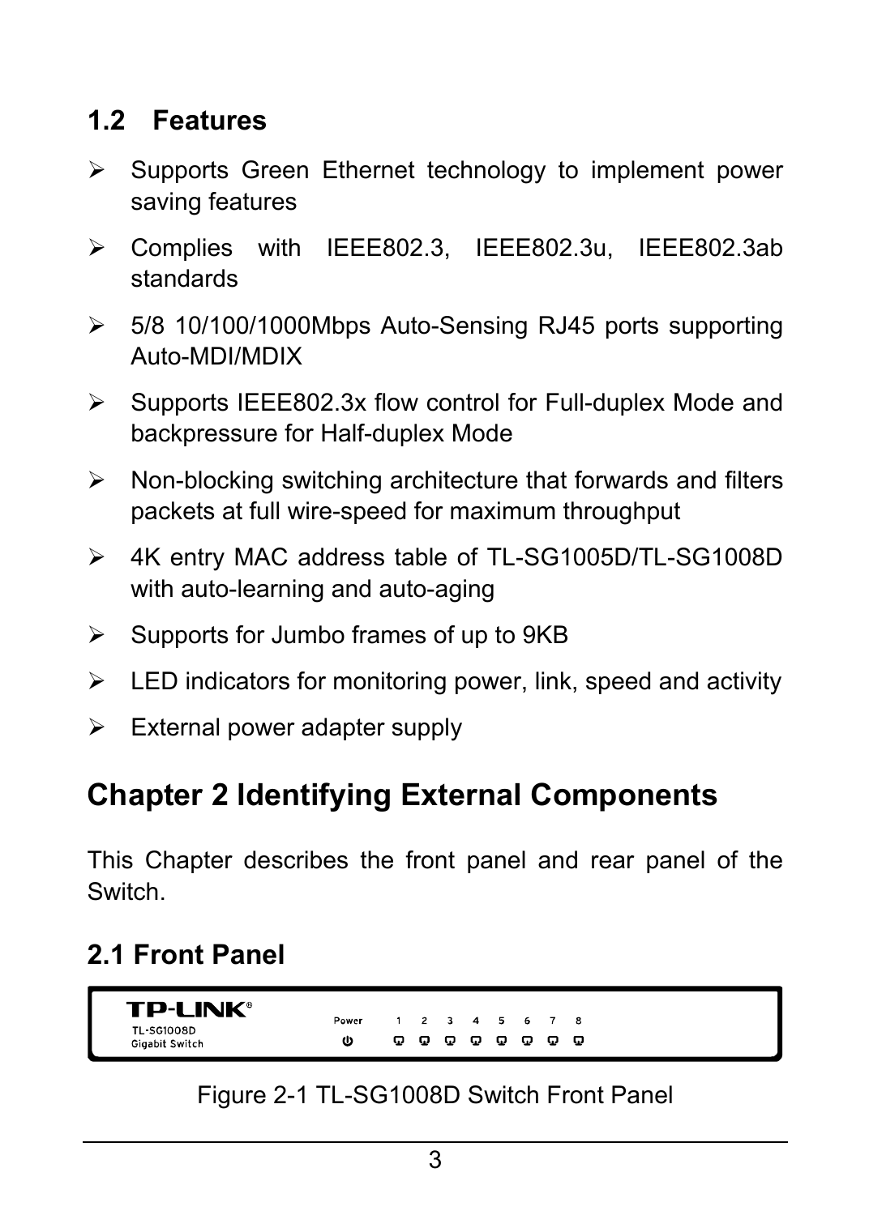## 1.2 Features

- Supports Green Ethernet technology to implement power saving features
- Complies with IEEE802.3, IEEE802.3u, IEEE802.3ab standards
- 5/8 10/100/1000Mbps Auto-Sensing RJ45 ports supporting Auto-MDI/MDIX
- Supports IEEE802.3x flow control for Full-duplex Mode and backpressure for Half-duplex Mode
- Non-blocking switching architecture that forwards and filters packets at full wire-speed for maximum throughput
- 4K entry MAC address table of TL-SG1005D/TL-SG1008D with auto-learning and auto-aging
- Supports for Jumbo frames of up to 9KB
- LED indicators for monitoring power, link, speed and activity
- External power adapter supply

# Chapter 2 Identifying External Components

This Chapter describes the front panel and rear panel of the Switch.

## 2.1 Front Panel

Figure 2-1 TL-SG1008D Switch Front Panel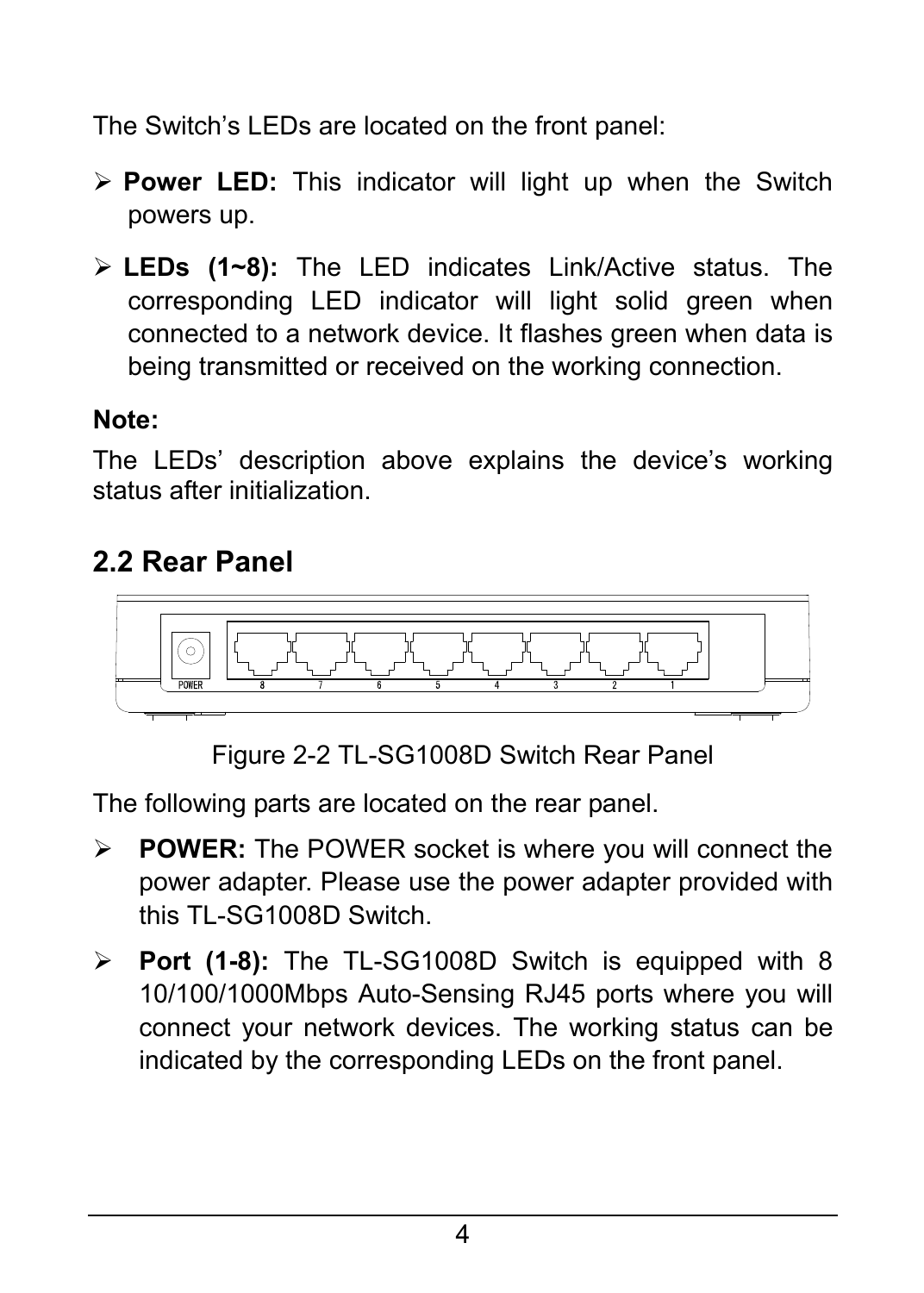The Switch's LEDs are located on the front panel:

- **Power LED:** This indicator will light up when the Switch powers up.
- **LEDs (1~8):** The LED indicates Link/Active status. The corresponding LED indicator will light solid green when connected to a network device. It flashes green when data is being transmitted or received on the working connection.

**Note:**

The LEDs' description above explains the device's working status after initialization.

## 2.2 Rear Panel

Figure 2-2 TL-SG1008D Switch Rear Panel

The following parts are located on the rear panel.

- **POWER:** The POWER socket is where you will connect the power adapter. Please use the power adapter provided with this TL-SG1008D Switch.
- **Port (1-8):** The TL-SG1008D Switch is equipped with 8 10/100/1000Mbps Auto-Sensing RJ45 ports where you will connect your network devices. The working status can be indicated by the corresponding LEDs on the front panel.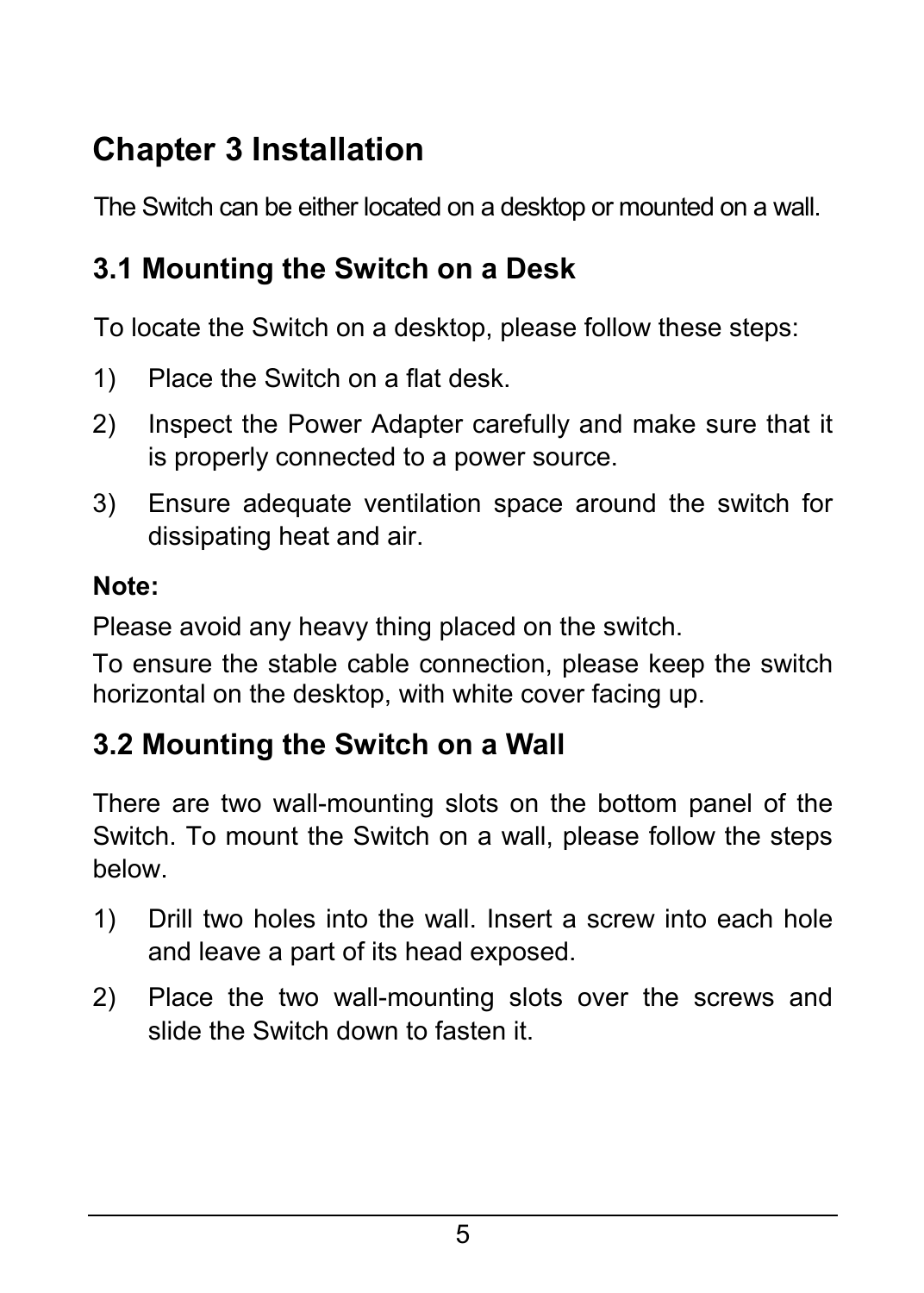# Chapter 3 Installation

The Switch can be either located on a desktop or mounted on a wall.

## 3.1 Mounting the Switch on a Desk

To locate the Switch on a desktop, please follow these steps:

1) Place the Switch on a flat desk.
2) Inspect the Power Adapter carefully and make sure that it is properly connected to a power source.
3) Ensure adequate ventilation space around the switch for dissipating heat and air.

**Note:**

Please avoid any heavy thing placed on the switch.

To ensure the stable cable connection, please keep the switch horizontal on the desktop, with white cover facing up.

## 3.2 Mounting the Switch on a Wall

There are two wall-mounting slots on the bottom panel of the Switch. To mount the Switch on a wall, please follow the steps below.

1) Drill two holes into the wall. Insert a screw into each hole and leave a part of its head exposed.
2) Place the two wall-mounting slots over the screws and slide the Switch down to fasten it.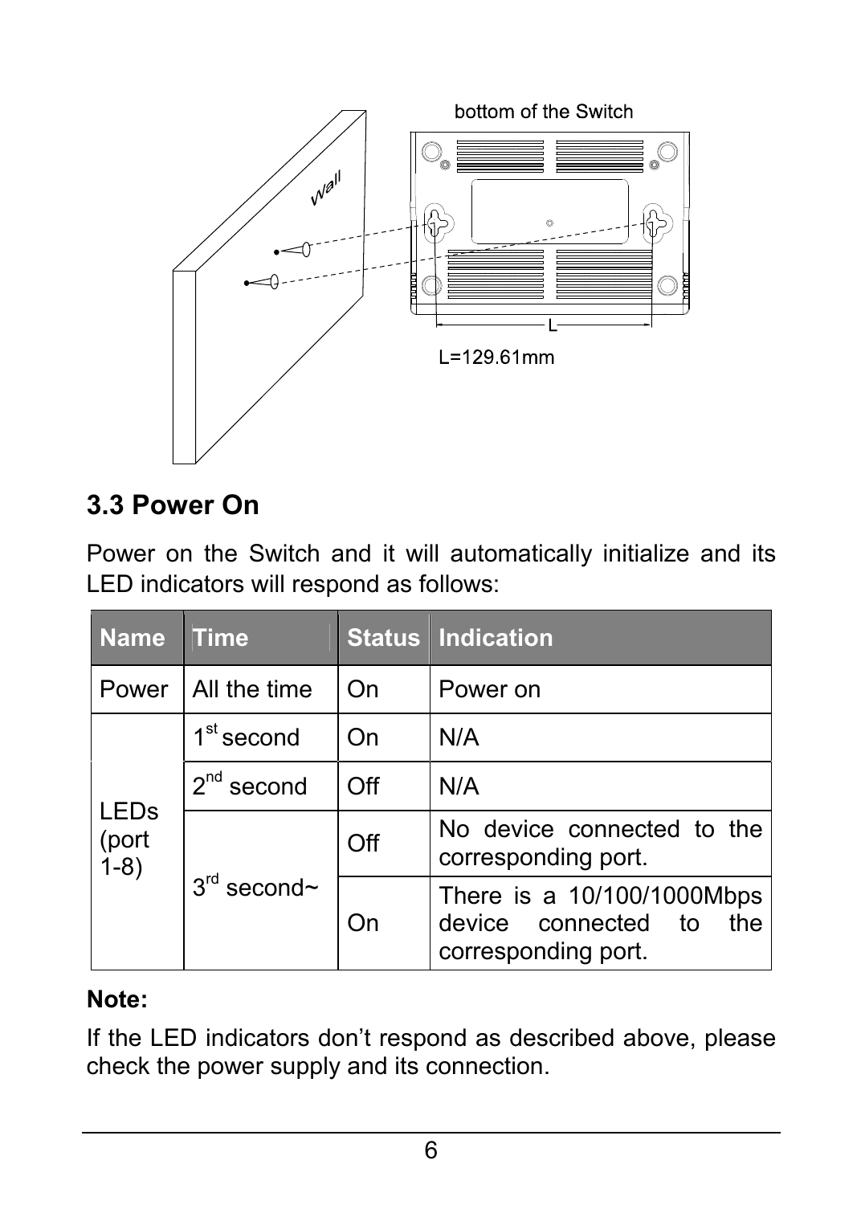bottom of the Switch

Wall

L

L=129.61mm

## 3.3 Power On

Power on the Switch and it will automatically initialize and its LED indicators will respond as follows:

| Name | Time | Status | Indication |
|---|---|---|---|
| Power | All the time | On | Power on |
| LEDs (port 1-8) | 1st second | On | N/A |
| | 2nd second | Off | N/A |
| | 3rd second~ | Off | No device connected to the corresponding port. |
| | | On | There is a 10/100/1000Mbps device connected to the corresponding port. |

**Note:**

If the LED indicators don't respond as described above, please check the power supply and its connection.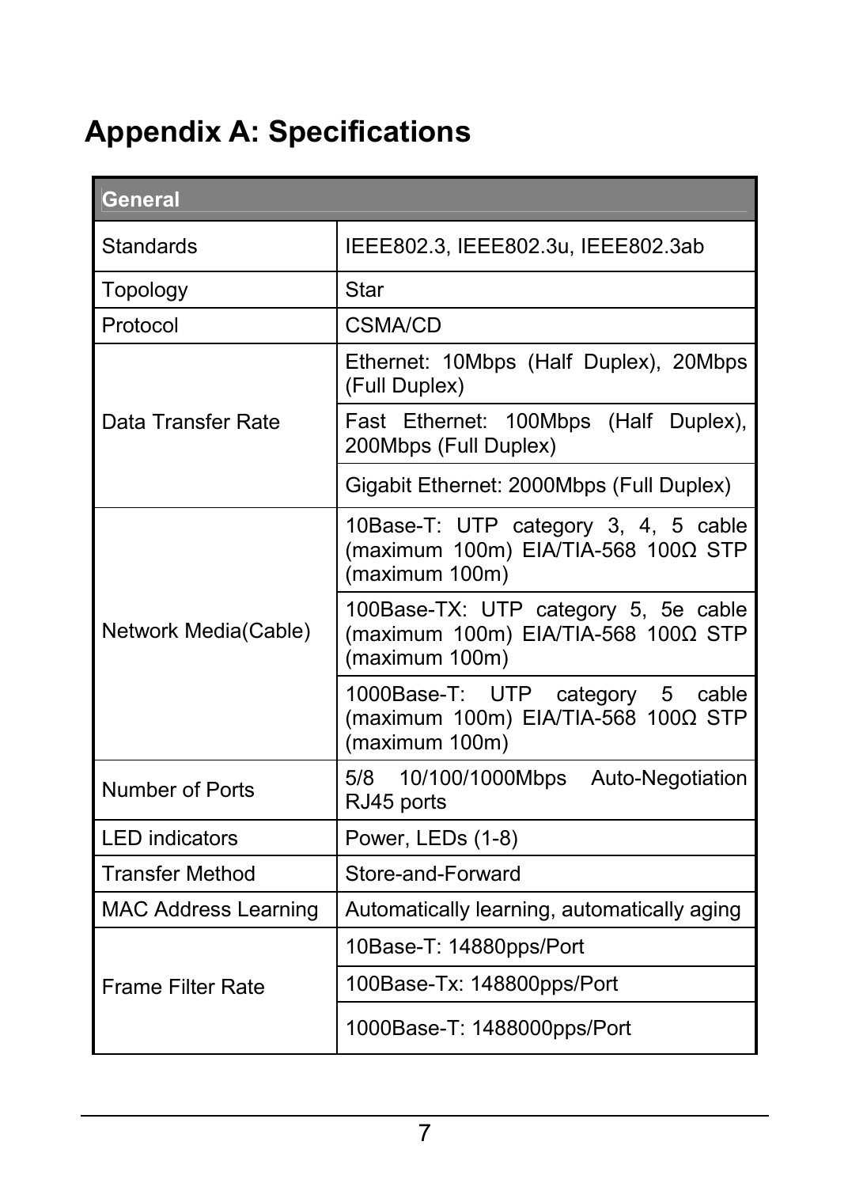# Appendix A: Specifications

| General | |
|---|---|
| Standards | IEEE802.3, IEEE802.3u, IEEE802.3ab |
| Topology | Star |
| Protocol | CSMA/CD |
| Data Transfer Rate | Ethernet: 10Mbps (Half Duplex), 20Mbps (Full Duplex) |
| | Fast Ethernet: 100Mbps (Half Duplex), 200Mbps (Full Duplex) |
| | Gigabit Ethernet: 2000Mbps (Full Duplex) |
| Network Media(Cable) | 10Base-T: UTP category 3, 4, 5 cable (maximum 100m) EIA/TIA-568 100Ω STP (maximum 100m) |
| | 100Base-TX: UTP category 5, 5e cable (maximum 100m) EIA/TIA-568 100Ω STP (maximum 100m) |
| | 1000Base-T: UTP category 5 cable (maximum 100m) EIA/TIA-568 100Ω STP (maximum 100m) |
| Number of Ports | 5/8 10/100/1000Mbps Auto-Negotiation RJ45 ports |
| LED indicators | Power, LEDs (1-8) |
| Transfer Method | Store-and-Forward |
| MAC Address Learning | Automatically learning, automatically aging |
| Frame Filter Rate | 10Base-T: 14880pps/Port |
| | 100Base-Tx: 148800pps/Port |
| | 1000Base-T: 1488000pps/Port |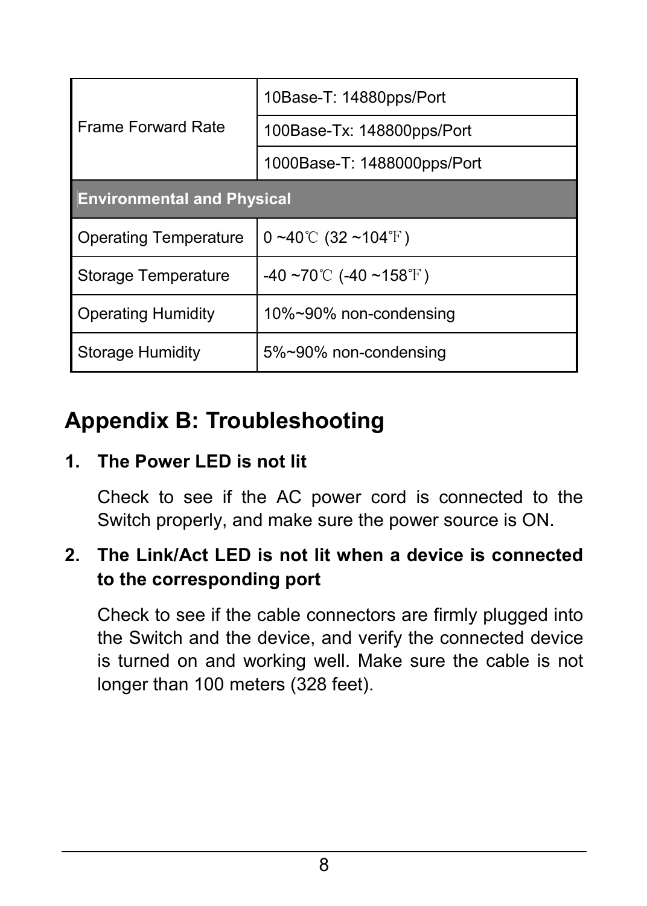| | |
|---|---|
| Frame Forward Rate | 10Base-T: 14880pps/Port |
| | 100Base-Tx: 148800pps/Port |
| | 1000Base-T: 1488000pps/Port |
| **Environmental and Physical** | |
| Operating Temperature | 0 ~40℃ (32 ~104℉) |
| Storage Temperature | -40 ~70℃ (-40 ~158℉) |
| Operating Humidity | 10%~90% non-condensing |
| Storage Humidity | 5%~90% non-condensing |

# Appendix B: Troubleshooting

**1. The Power LED is not lit**

Check to see if the AC power cord is connected to the Switch properly, and make sure the power source is ON.

**2. The Link/Act LED is not lit when a device is connected to the corresponding port**

Check to see if the cable connectors are firmly plugged into the Switch and the device, and verify the connected device is turned on and working well. Make sure the cable is not longer than 100 meters (328 feet).